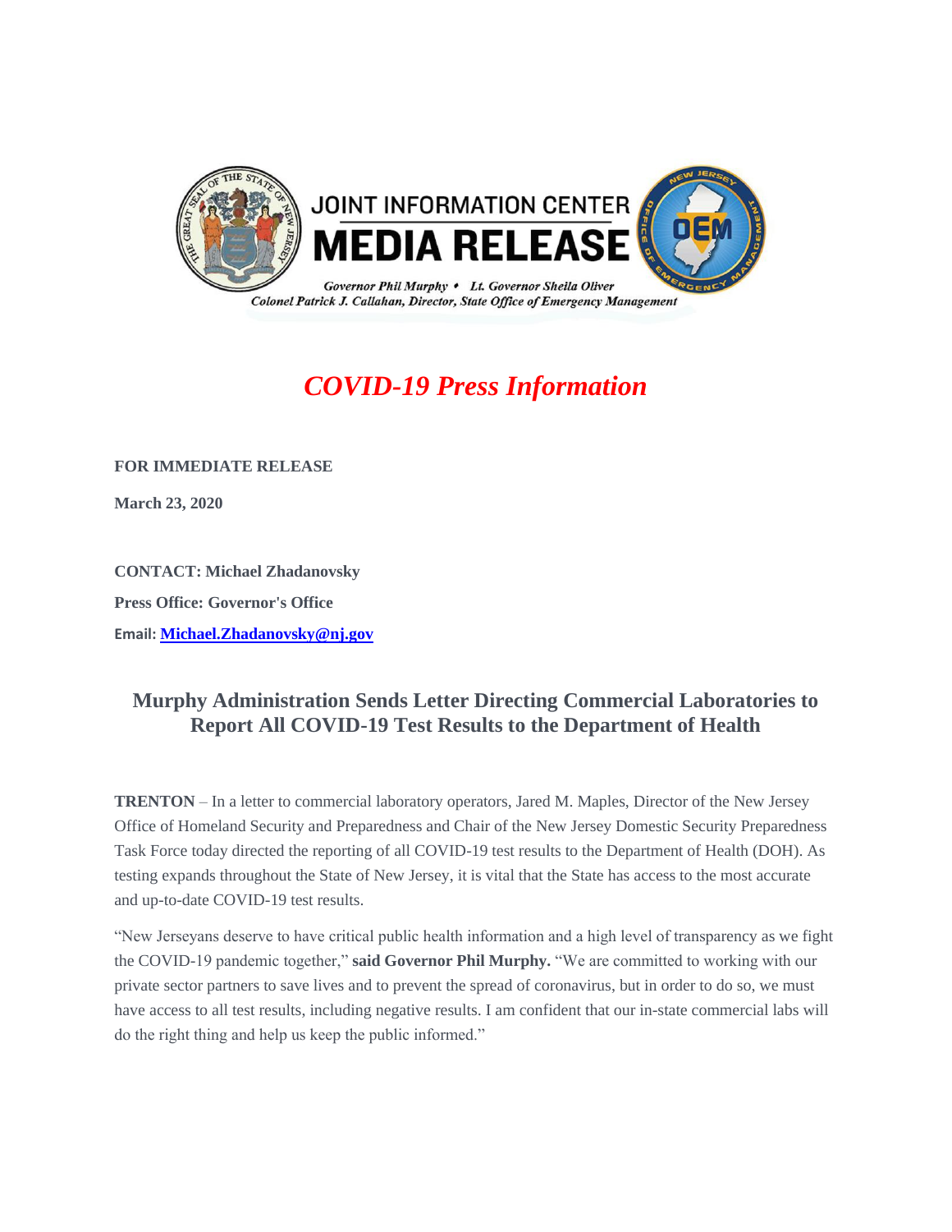JOINT INFORMATION CENTER

# MEDIA RELEASE

*Governor Phil Murphy • Lt. Governor Sheila Oliver*
*Colonel Patrick J. Callahan, Director, State Office of Emergency Management*

## *COVID-19 Press Information*

**FOR IMMEDIATE RELEASE**

**March 23, 2020**

**CONTACT: Michael Zhadanovsky**

**Press Office: Governor's Office**

**Email: Michael.Zhadanovsky@nj.gov**

### Murphy Administration Sends Letter Directing Commercial Laboratories to Report All COVID-19 Test Results to the Department of Health

**TRENTON** – In a letter to commercial laboratory operators, Jared M. Maples, Director of the New Jersey Office of Homeland Security and Preparedness and Chair of the New Jersey Domestic Security Preparedness Task Force today directed the reporting of all COVID-19 test results to the Department of Health (DOH). As testing expands throughout the State of New Jersey, it is vital that the State has access to the most accurate and up-to-date COVID-19 test results.

"New Jerseyans deserve to have critical public health information and a high level of transparency as we fight the COVID-19 pandemic together," **said Governor Phil Murphy.** "We are committed to working with our private sector partners to save lives and to prevent the spread of coronavirus, but in order to do so, we must have access to all test results, including negative results. I am confident that our in-state commercial labs will do the right thing and help us keep the public informed."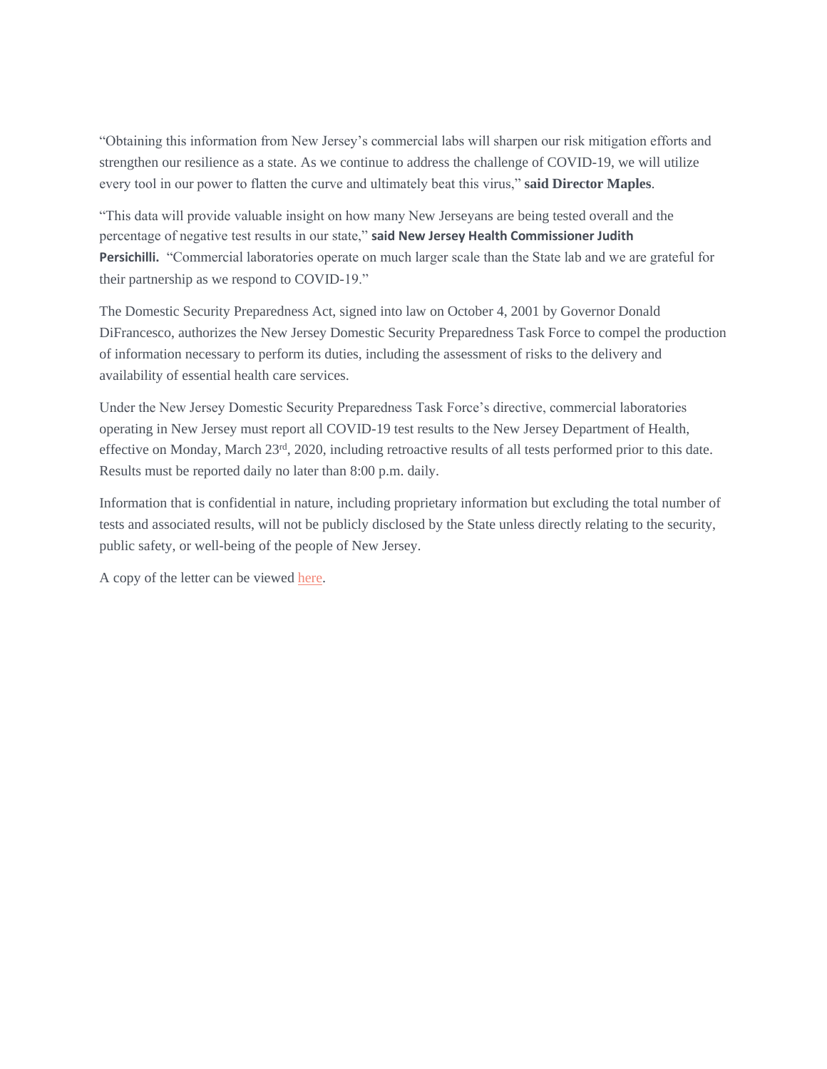"Obtaining this information from New Jersey's commercial labs will sharpen our risk mitigation efforts and strengthen our resilience as a state. As we continue to address the challenge of COVID-19, we will utilize every tool in our power to flatten the curve and ultimately beat this virus," **said Director Maples**.

"This data will provide valuable insight on how many New Jerseyans are being tested overall and the percentage of negative test results in our state," **said New Jersey Health Commissioner Judith Persichilli.** "Commercial laboratories operate on much larger scale than the State lab and we are grateful for their partnership as we respond to COVID-19."

The Domestic Security Preparedness Act, signed into law on October 4, 2001 by Governor Donald DiFrancesco, authorizes the New Jersey Domestic Security Preparedness Task Force to compel the production of information necessary to perform its duties, including the assessment of risks to the delivery and availability of essential health care services.

Under the New Jersey Domestic Security Preparedness Task Force's directive, commercial laboratories operating in New Jersey must report all COVID-19 test results to the New Jersey Department of Health, effective on Monday, March 23rd, 2020, including retroactive results of all tests performed prior to this date. Results must be reported daily no later than 8:00 p.m. daily.

Information that is confidential in nature, including proprietary information but excluding the total number of tests and associated results, will not be publicly disclosed by the State unless directly relating to the security, public safety, or well-being of the people of New Jersey.

A copy of the letter can be viewed here.